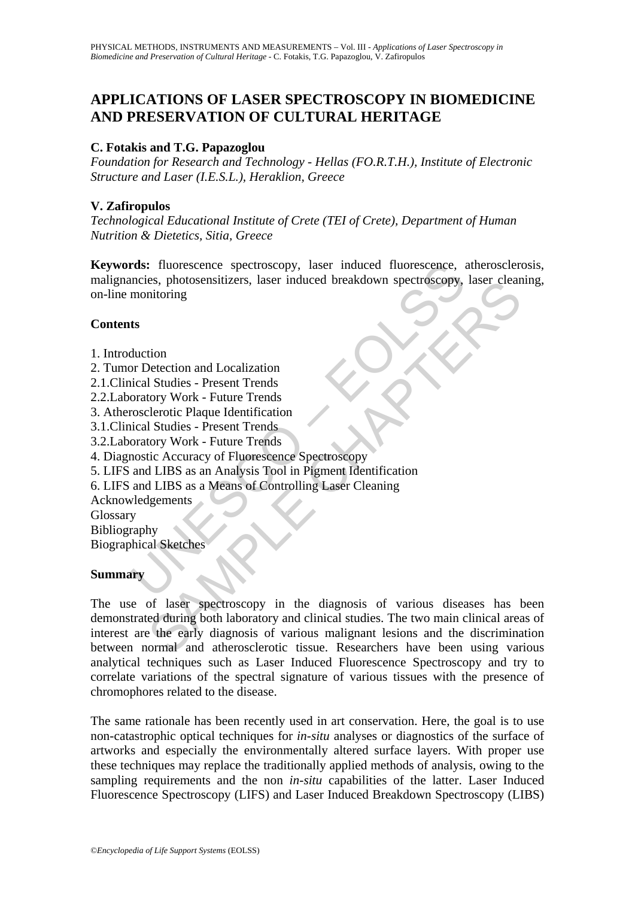# APPLICATIONS OF LASER SPECTROSCOPY IN BIOMEDICINE AND PRESERVATION OF CULTURAL HERITAGE

**C. Fotakis and T.G. Papazoglou**

*Foundation for Research and Technology - Hellas (FO.R.T.H.), Institute of Electronic Structure and Laser (I.E.S.L.), Heraklion, Greece*

**V. Zafiropulos**

*Technological Educational Institute of Crete (TEI of Crete), Department of Human Nutrition & Dietetics, Sitia, Greece*

**Keywords:** fluorescence spectroscopy, laser induced fluorescence, atherosclerosis, malignancies, photosensitizers, laser induced breakdown spectroscopy, laser cleaning, on-line monitoring

## Contents

1. Introduction
2. Tumor Detection and Localization
2.1.Clinical Studies - Present Trends
2.2.Laboratory Work - Future Trends
3. Atherosclerotic Plaque Identification
3.1.Clinical Studies - Present Trends
3.2.Laboratory Work - Future Trends
4. Diagnostic Accuracy of Fluorescence Spectroscopy
5. LIFS and LIBS as an Analysis Tool in Pigment Identification
6. LIFS and LIBS as a Means of Controlling Laser Cleaning

Acknowledgements
Glossary
Bibliography
Biographical Sketches

## Summary

The use of laser spectroscopy in the diagnosis of various diseases has been demonstrated during both laboratory and clinical studies. The two main clinical areas of interest are the early diagnosis of various malignant lesions and the discrimination between normal and atherosclerotic tissue. Researchers have been using various analytical techniques such as Laser Induced Fluorescence Spectroscopy and try to correlate variations of the spectral signature of various tissues with the presence of chromophores related to the disease.

The same rationale has been recently used in art conservation. Here, the goal is to use non-catastrophic optical techniques for *in-situ* analyses or diagnostics of the surface of artworks and especially the environmentally altered surface layers. With proper use these techniques may replace the traditionally applied methods of analysis, owing to the sampling requirements and the non *in-situ* capabilities of the latter. Laser Induced Fluorescence Spectroscopy (LIFS) and Laser Induced Breakdown Spectroscopy (LIBS)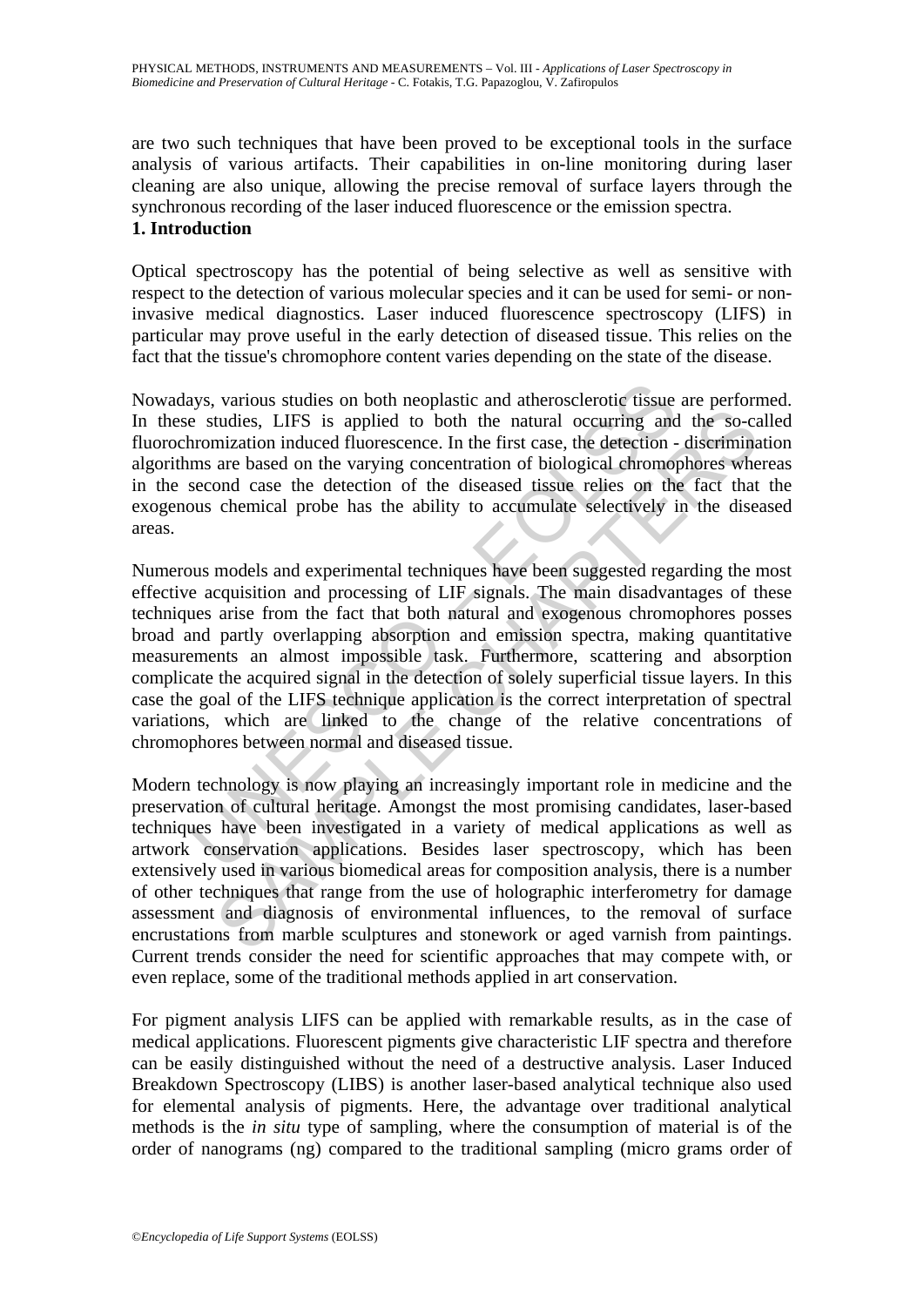are two such techniques that have been proved to be exceptional tools in the surface analysis of various artifacts. Their capabilities in on-line monitoring during laser cleaning are also unique, allowing the precise removal of surface layers through the synchronous recording of the laser induced fluorescence or the emission spectra.

## 1. Introduction

Optical spectroscopy has the potential of being selective as well as sensitive with respect to the detection of various molecular species and it can be used for semi- or non-invasive medical diagnostics. Laser induced fluorescence spectroscopy (LIFS) in particular may prove useful in the early detection of diseased tissue. This relies on the fact that the tissue's chromophore content varies depending on the state of the disease.

Nowadays, various studies on both neoplastic and atherosclerotic tissue are performed. In these studies, LIFS is applied to both the natural occurring and the so-called fluorochromization induced fluorescence. In the first case, the detection - discrimination algorithms are based on the varying concentration of biological chromophores whereas in the second case the detection of the diseased tissue relies on the fact that the exogenous chemical probe has the ability to accumulate selectively in the diseased areas.

Numerous models and experimental techniques have been suggested regarding the most effective acquisition and processing of LIF signals. The main disadvantages of these techniques arise from the fact that both natural and exogenous chromophores posses broad and partly overlapping absorption and emission spectra, making quantitative measurements an almost impossible task. Furthermore, scattering and absorption complicate the acquired signal in the detection of solely superficial tissue layers. In this case the goal of the LIFS technique application is the correct interpretation of spectral variations, which are linked to the change of the relative concentrations of chromophores between normal and diseased tissue.

Modern technology is now playing an increasingly important role in medicine and the preservation of cultural heritage. Amongst the most promising candidates, laser-based techniques have been investigated in a variety of medical applications as well as artwork conservation applications. Besides laser spectroscopy, which has been extensively used in various biomedical areas for composition analysis, there is a number of other techniques that range from the use of holographic interferometry for damage assessment and diagnosis of environmental influences, to the removal of surface encrustations from marble sculptures and stonework or aged varnish from paintings. Current trends consider the need for scientific approaches that may compete with, or even replace, some of the traditional methods applied in art conservation.

For pigment analysis LIFS can be applied with remarkable results, as in the case of medical applications. Fluorescent pigments give characteristic LIF spectra and therefore can be easily distinguished without the need of a destructive analysis. Laser Induced Breakdown Spectroscopy (LIBS) is another laser-based analytical technique also used for elemental analysis of pigments. Here, the advantage over traditional analytical methods is the *in situ* type of sampling, where the consumption of material is of the order of nanograms (ng) compared to the traditional sampling (micro grams order of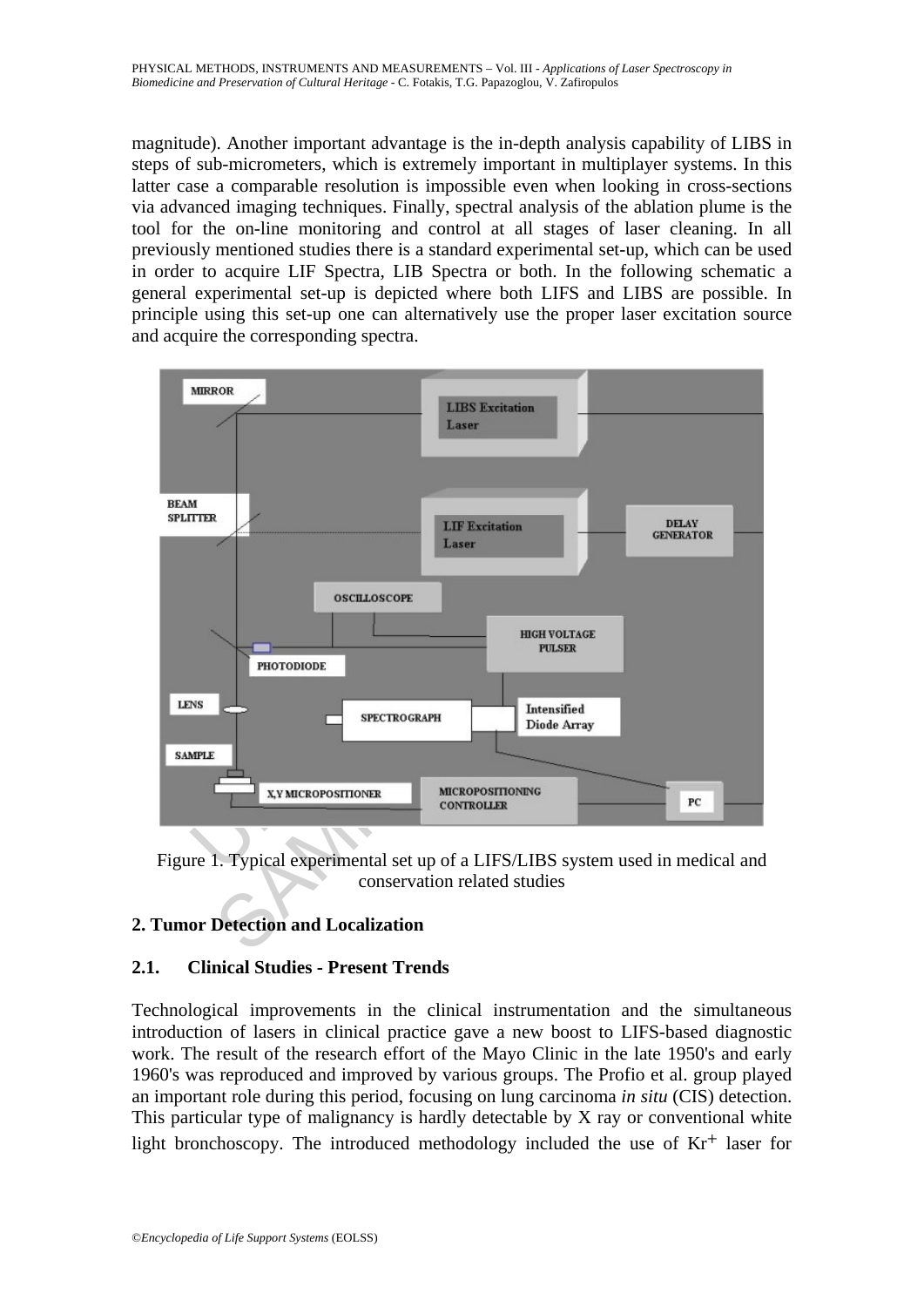magnitude). Another important advantage is the in-depth analysis capability of LIBS in steps of sub-micrometers, which is extremely important in multiplayer systems. In this latter case a comparable resolution is impossible even when looking in cross-sections via advanced imaging techniques. Finally, spectral analysis of the ablation plume is the tool for the on-line monitoring and control at all stages of laser cleaning. In all previously mentioned studies there is a standard experimental set-up, which can be used in order to acquire LIF Spectra, LIB Spectra or both. In the following schematic a general experimental set-up is depicted where both LIFS and LIBS are possible. In principle using this set-up one can alternatively use the proper laser excitation source and acquire the corresponding spectra.

Figure 1. Typical experimental set up of a LIFS/LIBS system used in medical and conservation related studies

## 2. Tumor Detection and Localization

### 2.1. Clinical Studies - Present Trends

Technological improvements in the clinical instrumentation and the simultaneous introduction of lasers in clinical practice gave a new boost to LIFS-based diagnostic work. The result of the research effort of the Mayo Clinic in the late 1950's and early 1960's was reproduced and improved by various groups. The Profio et al. group played an important role during this period, focusing on lung carcinoma *in situ* (CIS) detection. This particular type of malignancy is hardly detectable by X ray or conventional white light bronchoscopy. The introduced methodology included the use of $Kr^{+}$ laser for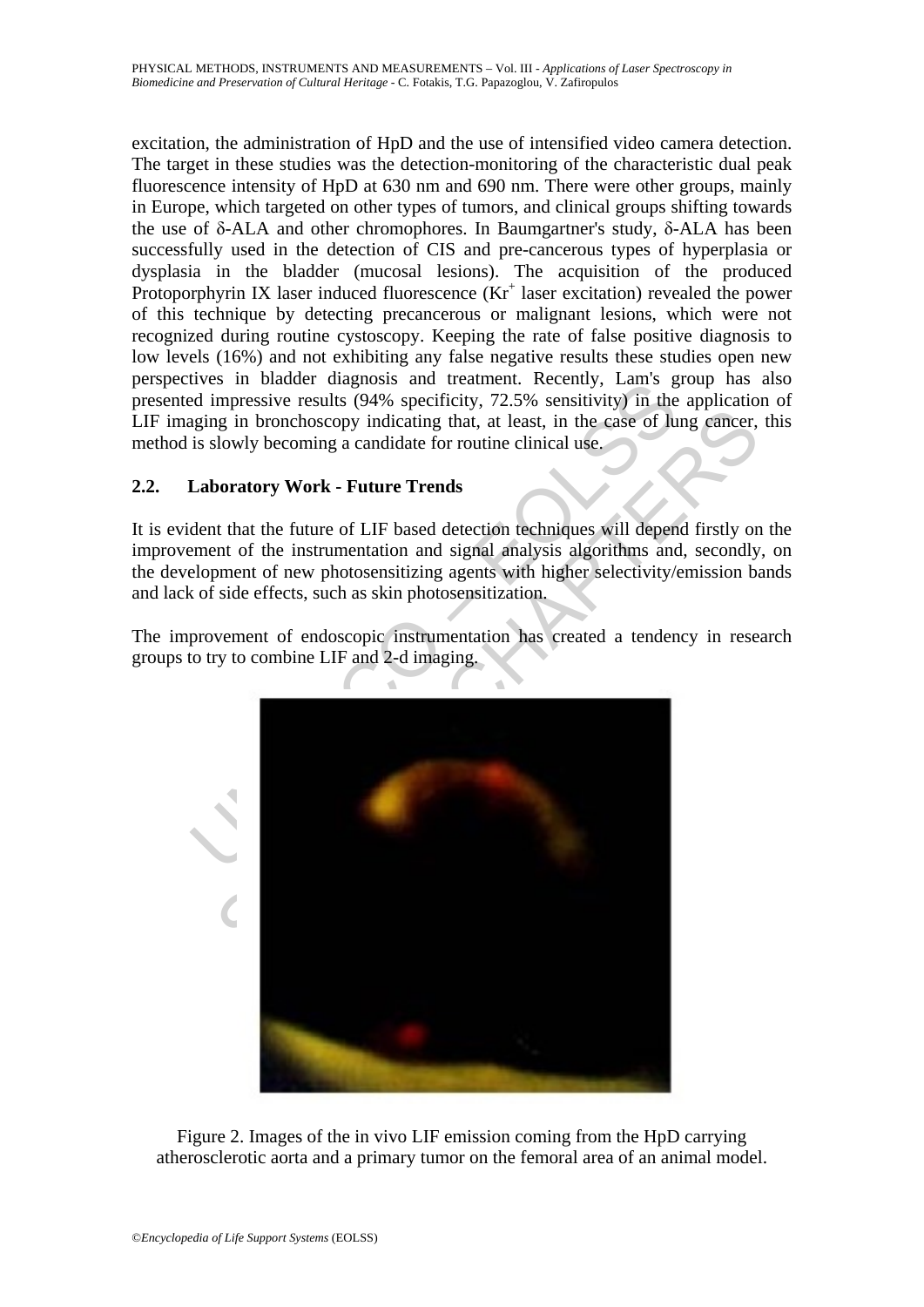excitation, the administration of HpD and the use of intensified video camera detection. The target in these studies was the detection-monitoring of the characteristic dual peak fluorescence intensity of HpD at 630 nm and 690 nm. There were other groups, mainly in Europe, which targeted on other types of tumors, and clinical groups shifting towards the use of δ-ALA and other chromophores. In Baumgartner's study, δ-ALA has been successfully used in the detection of CIS and pre-cancerous types of hyperplasia or dysplasia in the bladder (mucosal lesions). The acquisition of the produced Protoporphyrin IX laser induced fluorescence ($Kr^+$ laser excitation) revealed the power of this technique by detecting precancerous or malignant lesions, which were not recognized during routine cystoscopy. Keeping the rate of false positive diagnosis to low levels (16%) and not exhibiting any false negative results these studies open new perspectives in bladder diagnosis and treatment. Recently, Lam's group has also presented impressive results (94% specificity, 72.5% sensitivity) in the application of LIF imaging in bronchoscopy indicating that, at least, in the case of lung cancer, this method is slowly becoming a candidate for routine clinical use.

## 2.2. Laboratory Work - Future Trends

It is evident that the future of LIF based detection techniques will depend firstly on the improvement of the instrumentation and signal analysis algorithms and, secondly, on the development of new photosensitizing agents with higher selectivity/emission bands and lack of side effects, such as skin photosensitization.

The improvement of endoscopic instrumentation has created a tendency in research groups to try to combine LIF and 2-d imaging.

Figure 2. Images of the in vivo LIF emission coming from the HpD carrying atherosclerotic aorta and a primary tumor on the femoral area of an animal model.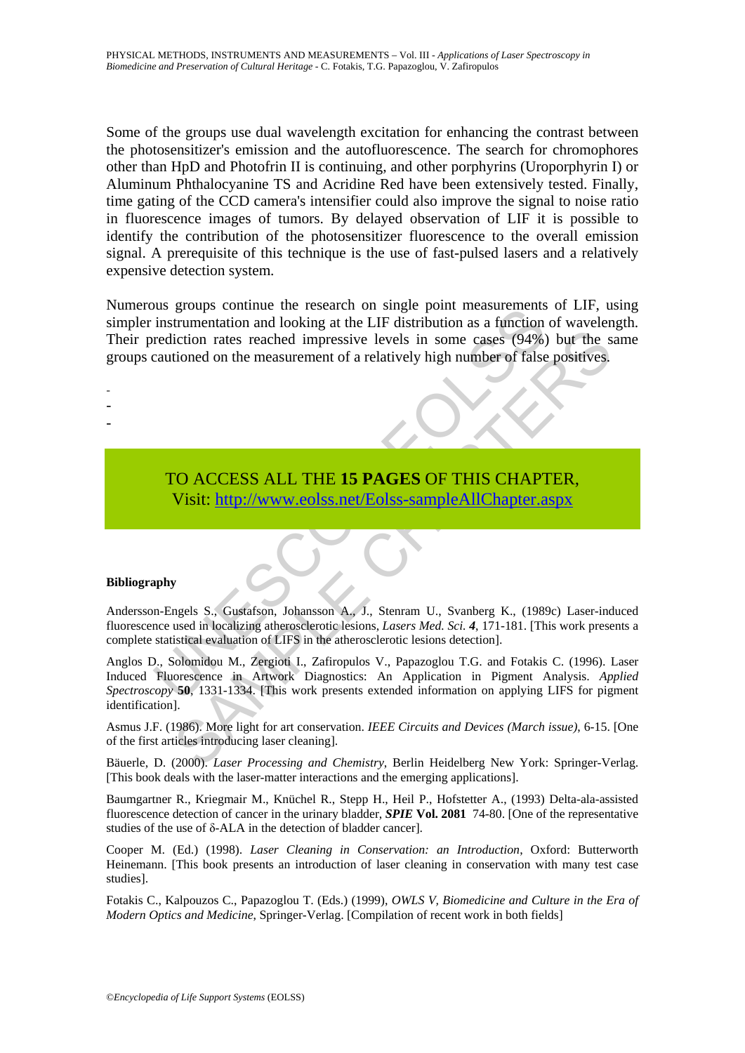Some of the groups use dual wavelength excitation for enhancing the contrast between the photosensitizer's emission and the autofluorescence. The search for chromophores other than HpD and Photofrin II is continuing, and other porphyrins (Uroporphyrin I) or Aluminum Phthalocyanine TS and Acridine Red have been extensively tested. Finally, time gating of the CCD camera's intensifier could also improve the signal to noise ratio in fluorescence images of tumors. By delayed observation of LIF it is possible to identify the contribution of the photosensitizer fluorescence to the overall emission signal. A prerequisite of this technique is the use of fast-pulsed lasers and a relatively expensive detection system.

Numerous groups continue the research on single point measurements of LIF, using simpler instrumentation and looking at the LIF distribution as a function of wavelength. Their prediction rates reached impressive levels in some cases (94%) but the same groups cautioned on the measurement of a relatively high number of false positives.

-
-
-

TO ACCESS ALL THE **15 PAGES** OF THIS CHAPTER,
Visit: http://www.eolss.net/Eolss-sampleAllChapter.aspx

**Bibliography**

Andersson-Engels S., Gustafson, Johansson A., J., Stenram U., Svanberg K., (1989c) Laser-induced fluorescence used in localizing atherosclerotic lesions, *Lasers Med. Sci. **4***, 171-181. [This work presents a complete statistical evaluation of LIFS in the atherosclerotic lesions detection].

Anglos D., Solomidou M., Zergioti I., Zafiropulos V., Papazoglou T.G. and Fotakis C. (1996). Laser Induced Fluorescence in Artwork Diagnostics: An Application in Pigment Analysis. *Applied Spectroscopy* **50**, 1331-1334. [This work presents extended information on applying LIFS for pigment identification].

Asmus J.F. (1986). More light for art conservation. *IEEE Circuits and Devices (March issue)*, 6-15. [One of the first articles introducing laser cleaning].

Bäuerle, D. (2000). *Laser Processing and Chemistry*, Berlin Heidelberg New York: Springer-Verlag. [This book deals with the laser-matter interactions and the emerging applications].

Baumgartner R., Kriegmair M., Knüchel R., Stepp H., Heil P., Hofstetter A., (1993) Delta-ala-assisted fluorescence detection of cancer in the urinary bladder, ***SPIE*** **Vol. 2081** 74-80. [One of the representative studies of the use of δ-ALA in the detection of bladder cancer].

Cooper M. (Ed.) (1998). *Laser Cleaning in Conservation: an Introduction*, Oxford: Butterworth Heinemann. [This book presents an introduction of laser cleaning in conservation with many test case studies].

Fotakis C., Kalpouzos C., Papazoglou T. (Eds.) (1999), *OWLS V, Biomedicine and Culture in the Era of Modern Optics and Medicine*, Springer-Verlag. [Compilation of recent work in both fields]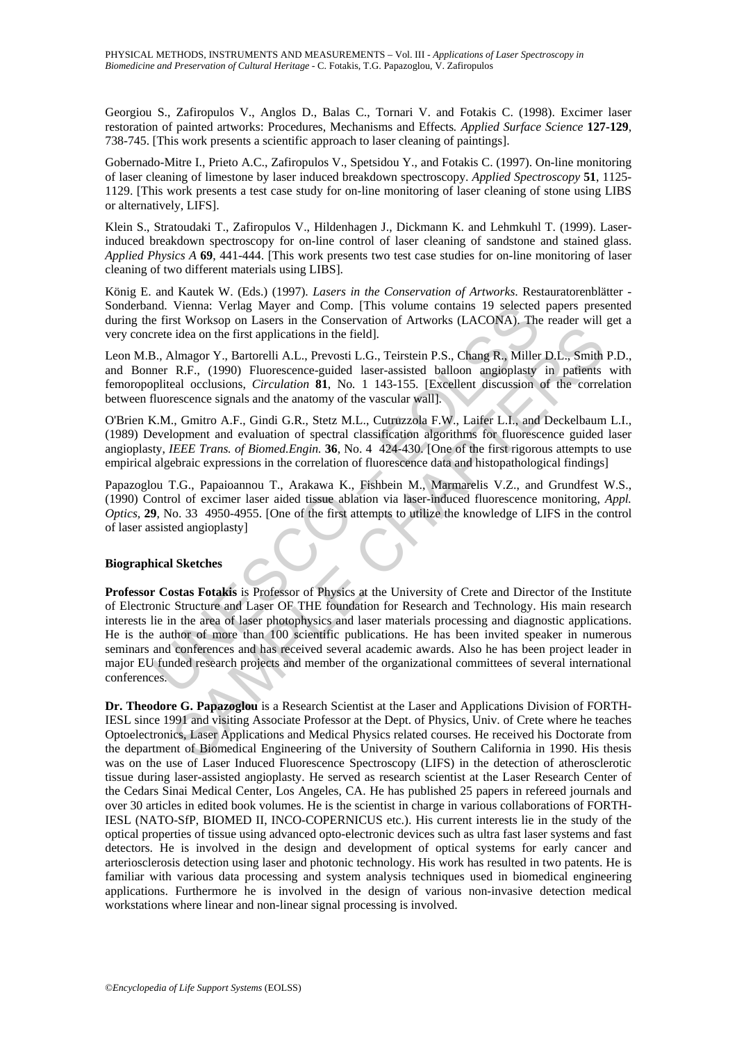Georgiou S., Zafiropulos V., Anglos D., Balas C., Tornari V. and Fotakis C. (1998). Excimer laser restoration of painted artworks: Procedures, Mechanisms and Effects*. Applied Surface Science* **127-129**, 738-745. [This work presents a scientific approach to laser cleaning of paintings].

Gobernado-Mitre I., Prieto A.C., Zafiropulos V., Spetsidou Y., and Fotakis C. (1997). On-line monitoring of laser cleaning of limestone by laser induced breakdown spectroscopy. *Applied Spectroscopy* **51**, 1125-1129. [This work presents a test case study for on-line monitoring of laser cleaning of stone using LIBS or alternatively, LIFS].

Klein S., Stratoudaki T., Zafiropulos V., Hildenhagen J., Dickmann K. and Lehmkuhl T. (1999). Laser-induced breakdown spectroscopy for on-line control of laser cleaning of sandstone and stained glass. *Applied Physics A* **69**, 441-444. [This work presents two test case studies for on-line monitoring of laser cleaning of two different materials using LIBS].

König E. and Kautek W. (Eds.) (1997). *Lasers in the Conservation of Artworks*. Restauratorenblätter - Sonderband. Vienna: Verlag Mayer and Comp. [This volume contains 19 selected papers presented during the first Worksop on Lasers in the Conservation of Artworks (LACONA). The reader will get a very concrete idea on the first applications in the field].

Leon M.B., Almagor Y., Bartorelli A.L., Prevosti L.G., Teirstein P.S., Chang R., Miller D.L., Smith P.D., and Bonner R.F., (1990) Fluorescence-guided laser-assisted balloon angioplasty in patients with femoropopliteal occlusions, *Circulation* **81**, No. 1 143-155. [Excellent discussion of the correlation between fluorescence signals and the anatomy of the vascular wall].

O'Brien K.M., Gmitro A.F., Gindi G.R., Stetz M.L., Cutruzzola F.W., Laifer L.I., and Deckelbaum L.I., (1989) Development and evaluation of spectral classification algorithms for fluorescence guided laser angioplasty, *IEEE Trans. of Biomed.Engin.* **36**, No. 4 424-430. [One of the first rigorous attempts to use empirical algebraic expressions in the correlation of fluorescence data and histopathological findings]

Papazoglou T.G., Papaioannou T., Arakawa K., Fishbein M., Marmarelis V.Z., and Grundfest W.S., (1990) Control of excimer laser aided tissue ablation via laser-induced fluorescence monitoring, *Appl. Optics*, **29**, No. 33 4950-4955. [One of the first attempts to utilize the knowledge of LIFS in the control of laser assisted angioplasty]

**Biographical Sketches**

**Professor Costas Fotakis** is Professor of Physics at the University of Crete and Director of the Institute of Electronic Structure and Laser OF THE foundation for Research and Technology. His main research interests lie in the area of laser photophysics and laser materials processing and diagnostic applications. He is the author of more than 100 scientific publications. He has been invited speaker in numerous seminars and conferences and has received several academic awards. Also he has been project leader in major EU funded research projects and member of the organizational committees of several international conferences.

**Dr. Theodore G. Papazoglou** is a Research Scientist at the Laser and Applications Division of FORTH-IESL since 1991 and visiting Associate Professor at the Dept. of Physics, Univ. of Crete where he teaches Optoelectronics, Laser Applications and Medical Physics related courses. He received his Doctorate from the department of Biomedical Engineering of the University of Southern California in 1990. His thesis was on the use of Laser Induced Fluorescence Spectroscopy (LIFS) in the detection of atherosclerotic tissue during laser-assisted angioplasty. He served as research scientist at the Laser Research Center of the Cedars Sinai Medical Center, Los Angeles, CA. He has published 25 papers in refereed journals and over 30 articles in edited book volumes. He is the scientist in charge in various collaborations of FORTH-IESL (NATO-SfP, BIOMED II, INCO-COPERNICUS etc.). His current interests lie in the study of the optical properties of tissue using advanced opto-electronic devices such as ultra fast laser systems and fast detectors. He is involved in the design and development of optical systems for early cancer and arteriosclerosis detection using laser and photonic technology. His work has resulted in two patents. He is familiar with various data processing and system analysis techniques used in biomedical engineering applications. Furthermore he is involved in the design of various non-invasive detection medical workstations where linear and non-linear signal processing is involved.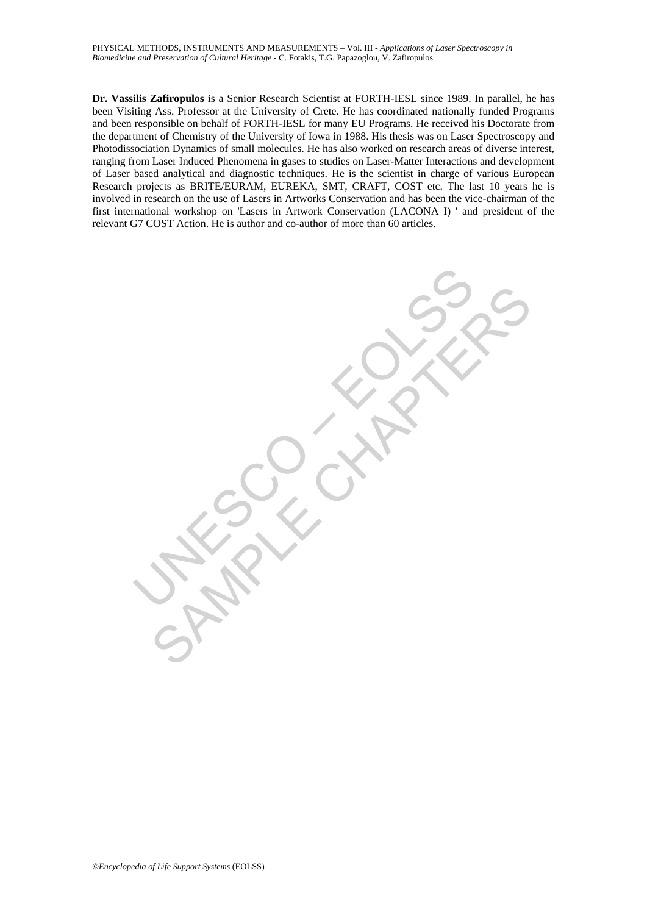**Dr. Vassilis Zafiropulos** is a Senior Research Scientist at FORTH-IESL since 1989. In parallel, he has been Visiting Ass. Professor at the University of Crete. He has coordinated nationally funded Programs and been responsible on behalf of FORTH-IESL for many EU Programs. He received his Doctorate from the department of Chemistry of the University of Iowa in 1988. His thesis was on Laser Spectroscopy and Photodissociation Dynamics of small molecules. He has also worked on research areas of diverse interest, ranging from Laser Induced Phenomena in gases to studies on Laser-Matter Interactions and development of Laser based analytical and diagnostic techniques. He is the scientist in charge of various European Research projects as BRITE/EURAM, EUREKA, SMT, CRAFT, COST etc. The last 10 years he is involved in research on the use of Lasers in Artworks Conservation and has been the vice-chairman of the first international workshop on 'Lasers in Artwork Conservation (LACONA I) ' and president of the relevant G7 COST Action. He is author and co-author of more than 60 articles.